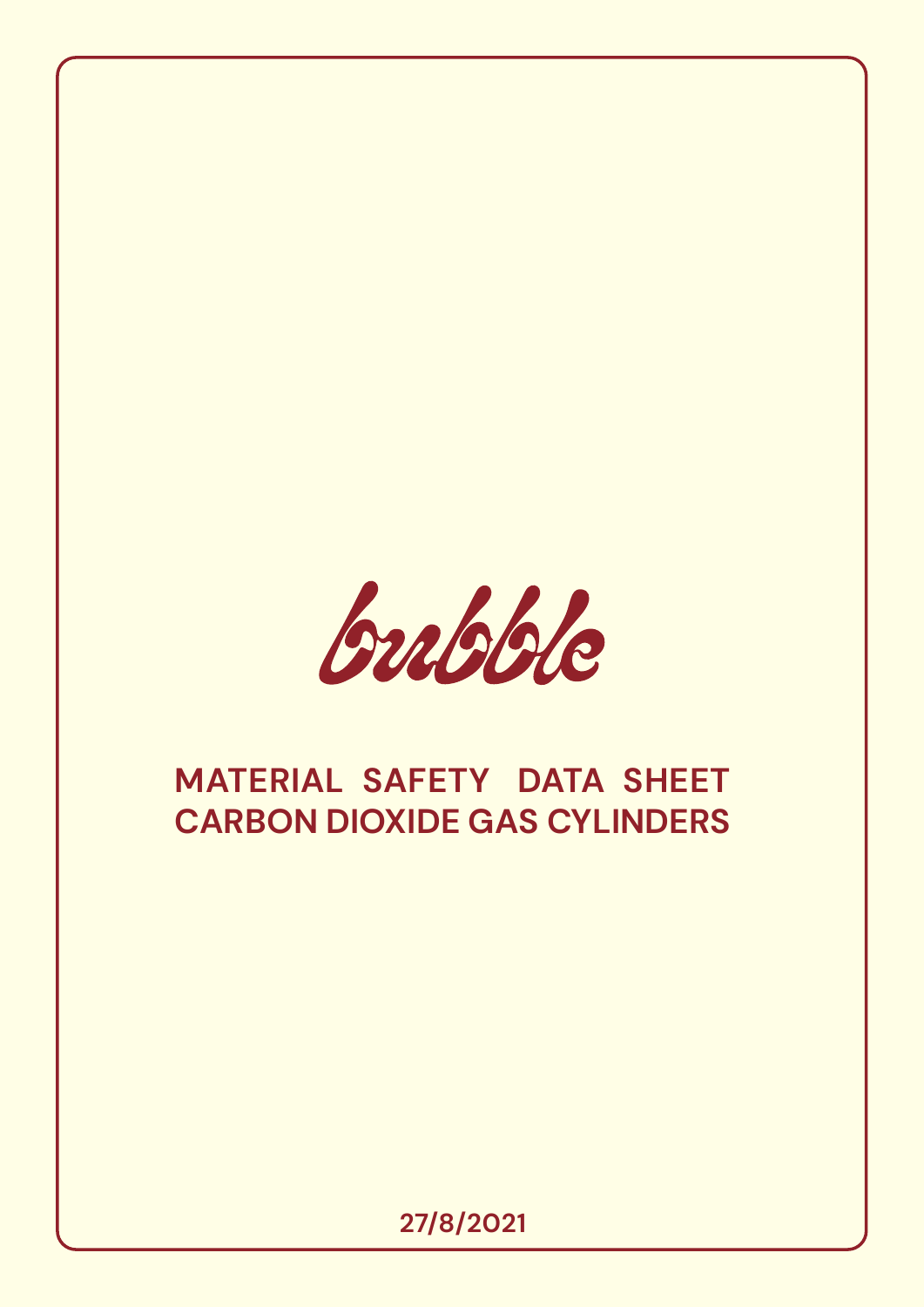bubble

# MATERIAL SAFETY DATA SHEET
# CARBON DIOXIDE GAS CYLINDERS

27/8/2021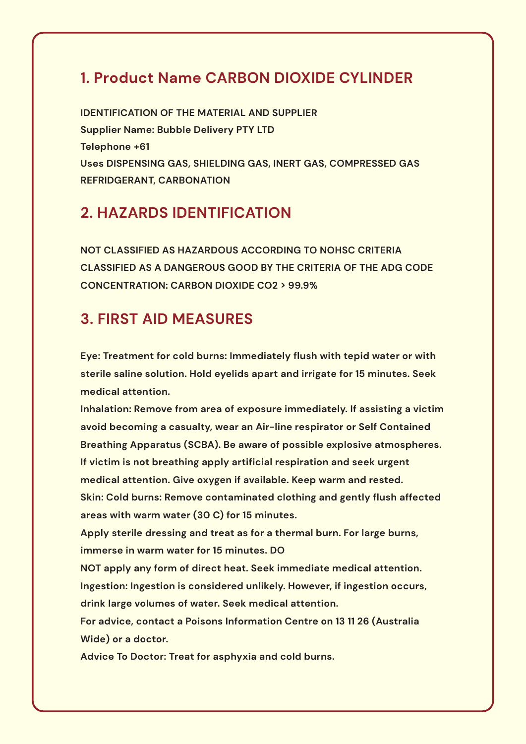## 1. Product Name CARBON DIOXIDE CYLINDER

**IDENTIFICATION OF THE MATERIAL AND SUPPLIER**
**Supplier Name: Bubble Delivery PTY LTD**
**Telephone +61**
**Uses DISPENSING GAS, SHIELDING GAS, INERT GAS, COMPRESSED GAS REFRIDGERANT, CARBONATION**

## 2. HAZARDS IDENTIFICATION

**NOT CLASSIFIED AS HAZARDOUS ACCORDING TO NOHSC CRITERIA**
**CLASSIFIED AS A DANGEROUS GOOD BY THE CRITERIA OF THE ADG CODE**
**CONCENTRATION: CARBON DIOXIDE $CO_2$ > 99.9%**

## 3. FIRST AID MEASURES

**Eye: Treatment for cold burns: Immediately flush with tepid water or with sterile saline solution. Hold eyelids apart and irrigate for 15 minutes. Seek medical attention.**
**Inhalation: Remove from area of exposure immediately. If assisting a victim avoid becoming a casualty, wear an Air-line respirator or Self Contained Breathing Apparatus (SCBA). Be aware of possible explosive atmospheres. If victim is not breathing apply artificial respiration and seek urgent medical attention. Give oxygen if available. Keep warm and rested.**
**Skin: Cold burns: Remove contaminated clothing and gently flush affected areas with warm water (30 C) for 15 minutes.**
**Apply sterile dressing and treat as for a thermal burn. For large burns, immerse in warm water for 15 minutes. DO NOT apply any form of direct heat. Seek immediate medical attention.**
**Ingestion: Ingestion is considered unlikely. However, if ingestion occurs, drink large volumes of water. Seek medical attention.**
**For advice, contact a Poisons Information Centre on 13 11 26 (Australia Wide) or a doctor.**
**Advice To Doctor: Treat for asphyxia and cold burns.**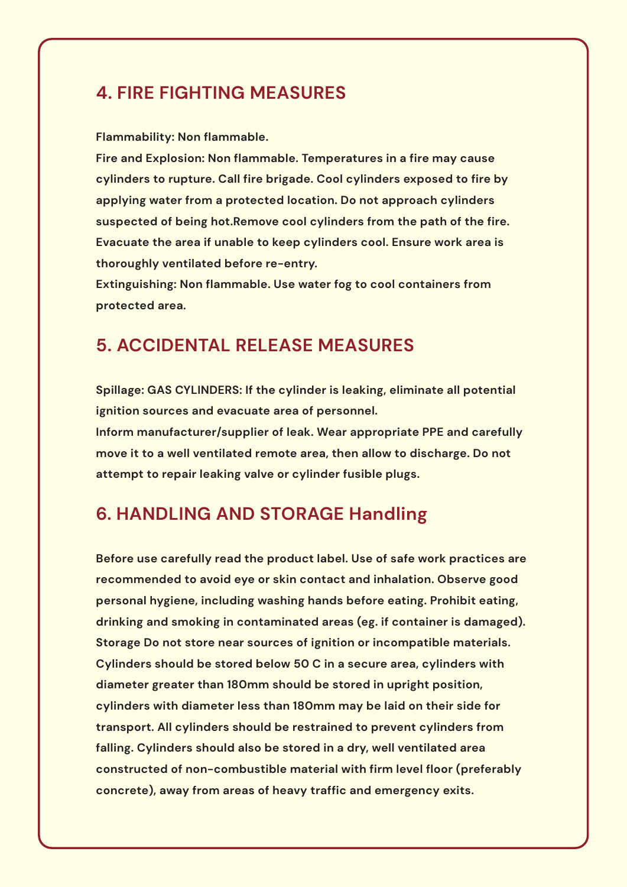## 4. FIRE FIGHTING MEASURES

**Flammability: Non flammable.**

**Fire and Explosion: Non flammable. Temperatures in a fire may cause cylinders to rupture. Call fire brigade. Cool cylinders exposed to fire by applying water from a protected location. Do not approach cylinders suspected of being hot.Remove cool cylinders from the path of the fire. Evacuate the area if unable to keep cylinders cool. Ensure work area is thoroughly ventilated before re-entry.**

**Extinguishing: Non flammable. Use water fog to cool containers from protected area.**

## 5. ACCIDENTAL RELEASE MEASURES

**Spillage: GAS CYLINDERS: If the cylinder is leaking, eliminate all potential ignition sources and evacuate area of personnel.**

**Inform manufacturer/supplier of leak. Wear appropriate PPE and carefully move it to a well ventilated remote area, then allow to discharge. Do not attempt to repair leaking valve or cylinder fusible plugs.**

## 6. HANDLING AND STORAGE Handling

**Before use carefully read the product label. Use of safe work practices are recommended to avoid eye or skin contact and inhalation. Observe good personal hygiene, including washing hands before eating. Prohibit eating, drinking and smoking in contaminated areas (eg. if container is damaged). Storage Do not store near sources of ignition or incompatible materials. Cylinders should be stored below 50 C in a secure area, cylinders with diameter greater than 180mm should be stored in upright position, cylinders with diameter less than 180mm may be laid on their side for transport. All cylinders should be restrained to prevent cylinders from falling. Cylinders should also be stored in a dry, well ventilated area constructed of non-combustible material with firm level floor (preferably concrete), away from areas of heavy traffic and emergency exits.**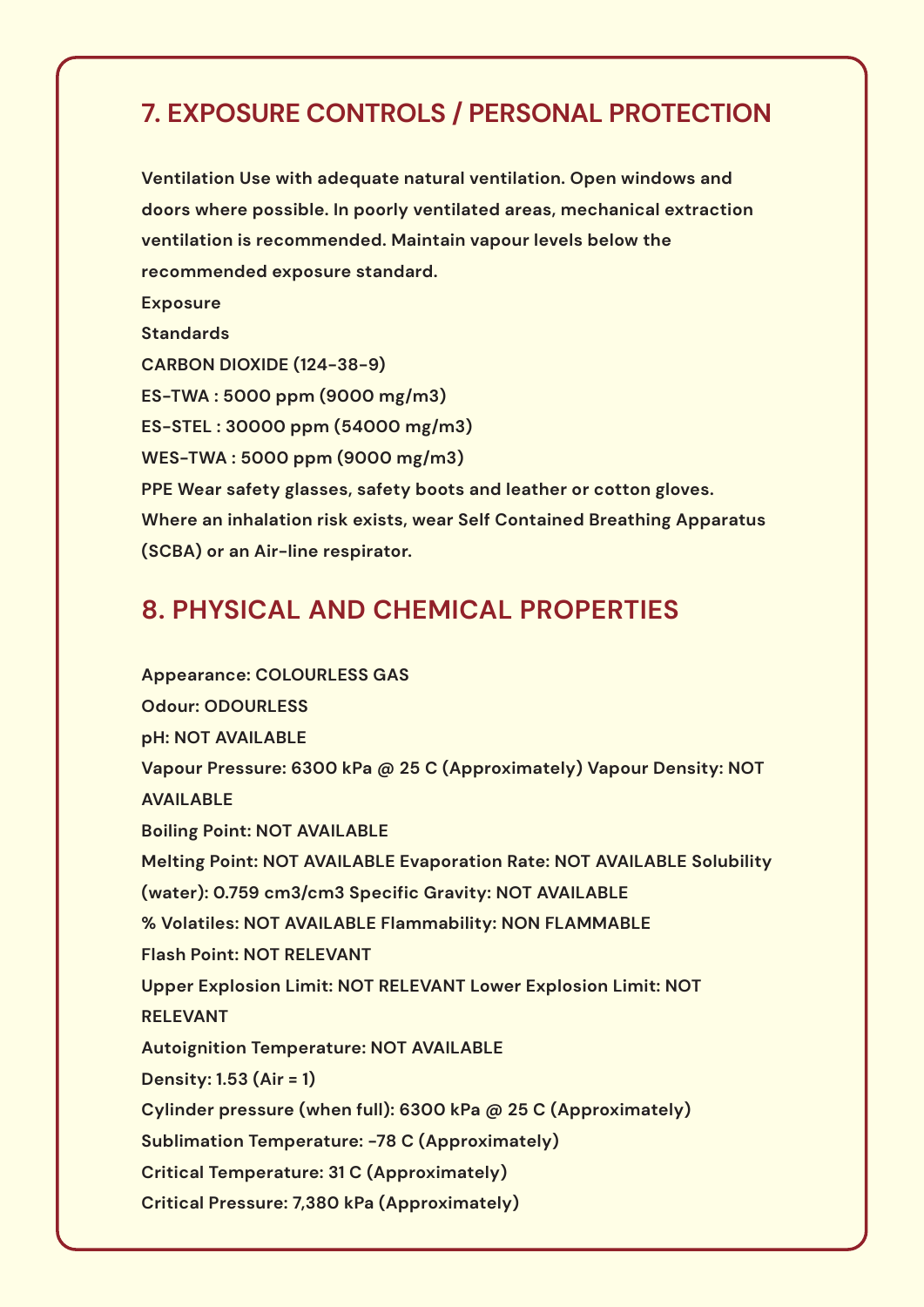## 7. EXPOSURE CONTROLS / PERSONAL PROTECTION

**Ventilation Use with adequate natural ventilation. Open windows and doors where possible. In poorly ventilated areas, mechanical extraction ventilation is recommended. Maintain vapour levels below the recommended exposure standard.**

**Exposure**

**Standards**

**CARBON DIOXIDE (124-38-9)**

**ES-TWA : 5000 ppm (9000 mg/m3)**

**ES-STEL : 30000 ppm (54000 mg/m3)**

**WES-TWA : 5000 ppm (9000 mg/m3)**

**PPE Wear safety glasses, safety boots and leather or cotton gloves. Where an inhalation risk exists, wear Self Contained Breathing Apparatus (SCBA) or an Air-line respirator.**

## 8. PHYSICAL AND CHEMICAL PROPERTIES

**Appearance: COLOURLESS GAS**

**Odour: ODOURLESS**

**pH: NOT AVAILABLE**

**Vapour Pressure: 6300 kPa @ 25 C (Approximately) Vapour Density: NOT AVAILABLE**

**Boiling Point: NOT AVAILABLE**

**Melting Point: NOT AVAILABLE Evaporation Rate: NOT AVAILABLE Solubility (water): 0.759 cm3/cm3 Specific Gravity: NOT AVAILABLE**

**% Volatiles: NOT AVAILABLE Flammability: NON FLAMMABLE**

**Flash Point: NOT RELEVANT**

**Upper Explosion Limit: NOT RELEVANT Lower Explosion Limit: NOT RELEVANT**

**Autoignition Temperature: NOT AVAILABLE**

**Density: 1.53 (Air = 1)**

**Cylinder pressure (when full): 6300 kPa @ 25 C (Approximately)**

**Sublimation Temperature: -78 C (Approximately)**

**Critical Temperature: 31 C (Approximately)**

**Critical Pressure: 7,380 kPa (Approximately)**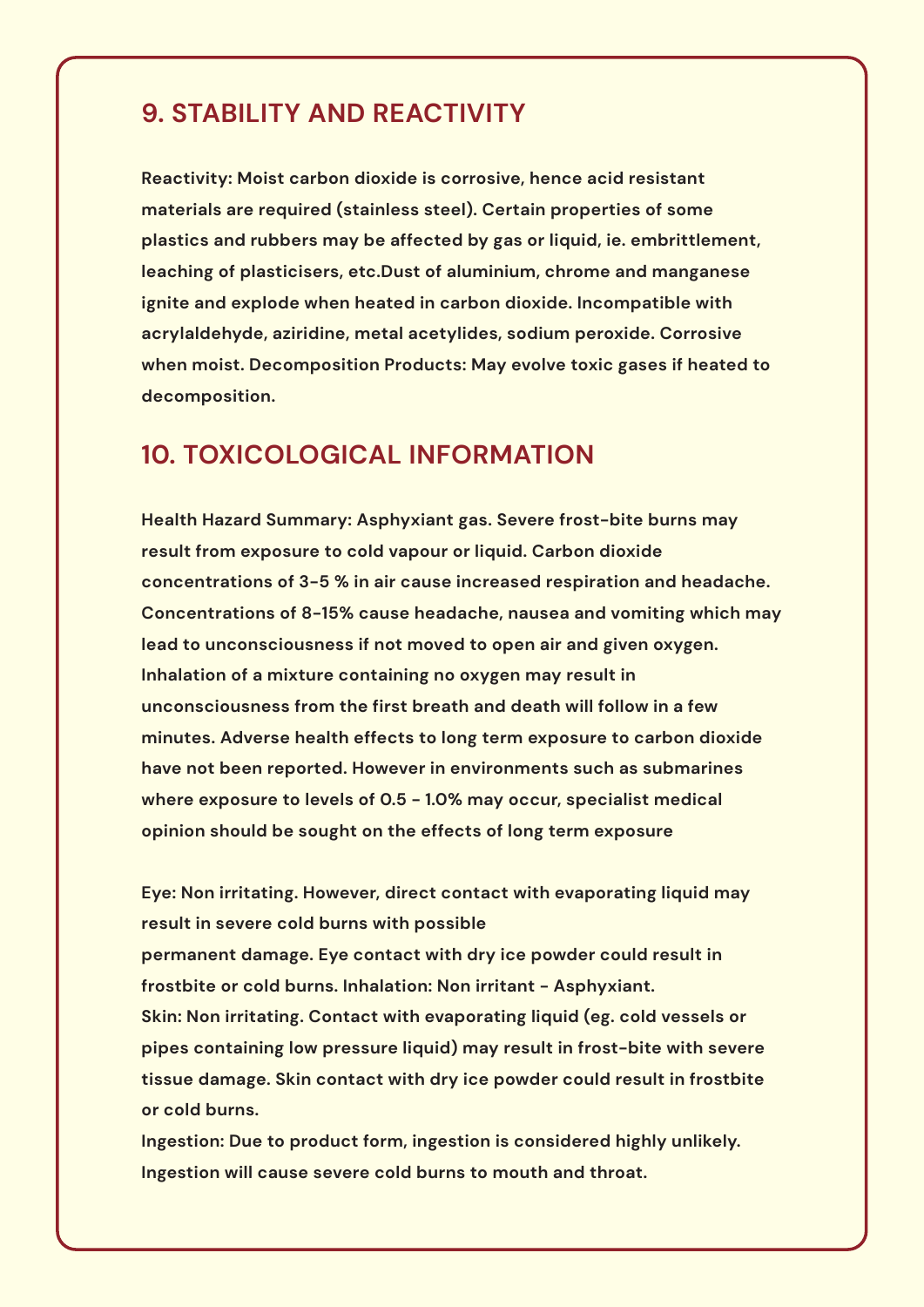## 9. STABILITY AND REACTIVITY

**Reactivity: Moist carbon dioxide is corrosive, hence acid resistant materials are required (stainless steel). Certain properties of some plastics and rubbers may be affected by gas or liquid, ie. embrittlement, leaching of plasticisers, etc.Dust of aluminium, chrome and manganese ignite and explode when heated in carbon dioxide. Incompatible with acrylaldehyde, aziridine, metal acetylides, sodium peroxide. Corrosive when moist. Decomposition Products: May evolve toxic gases if heated to decomposition.**

## 10. TOXICOLOGICAL INFORMATION

**Health Hazard Summary: Asphyxiant gas. Severe frost-bite burns may result from exposure to cold vapour or liquid. Carbon dioxide concentrations of 3-5 % in air cause increased respiration and headache. Concentrations of 8-15% cause headache, nausea and vomiting which may lead to unconsciousness if not moved to open air and given oxygen. Inhalation of a mixture containing no oxygen may result in unconsciousness from the first breath and death will follow in a few minutes. Adverse health effects to long term exposure to carbon dioxide have not been reported. However in environments such as submarines where exposure to levels of 0.5 - 1.0% may occur, specialist medical opinion should be sought on the effects of long term exposure**

**Eye: Non irritating. However, direct contact with evaporating liquid may result in severe cold burns with possible permanent damage. Eye contact with dry ice powder could result in frostbite or cold burns. Inhalation: Non irritant - Asphyxiant.**
**Skin: Non irritating. Contact with evaporating liquid (eg. cold vessels or pipes containing low pressure liquid) may result in frost-bite with severe tissue damage. Skin contact with dry ice powder could result in frostbite or cold burns.**
**Ingestion: Due to product form, ingestion is considered highly unlikely. Ingestion will cause severe cold burns to mouth and throat.**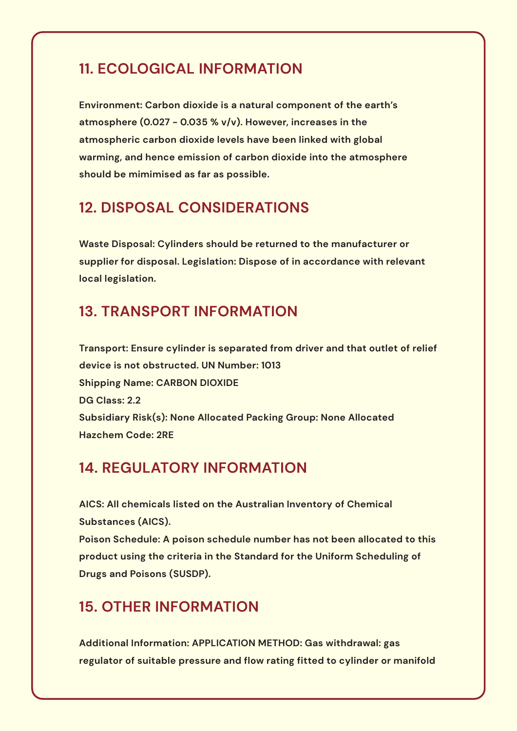## 11. ECOLOGICAL INFORMATION

**Environment: Carbon dioxide is a natural component of the earth's atmosphere (0.027 - 0.035 % v/v). However, increases in the atmospheric carbon dioxide levels have been linked with global warming, and hence emission of carbon dioxide into the atmosphere should be mimimised as far as possible.**

## 12. DISPOSAL CONSIDERATIONS

**Waste Disposal: Cylinders should be returned to the manufacturer or supplier for disposal. Legislation: Dispose of in accordance with relevant local legislation.**

## 13. TRANSPORT INFORMATION

**Transport: Ensure cylinder is separated from driver and that outlet of relief device is not obstructed. UN Number: 1013**
**Shipping Name: CARBON DIOXIDE**
**DG Class: 2.2**
**Subsidiary Risk(s): None Allocated Packing Group: None Allocated**
**Hazchem Code: 2RE**

## 14. REGULATORY INFORMATION

**AICS: All chemicals listed on the Australian Inventory of Chemical Substances (AICS).**
**Poison Schedule: A poison schedule number has not been allocated to this product using the criteria in the Standard for the Uniform Scheduling of Drugs and Poisons (SUSDP).**

## 15. OTHER INFORMATION

**Additional Information: APPLICATION METHOD: Gas withdrawal: gas regulator of suitable pressure and flow rating fitted to cylinder or manifold**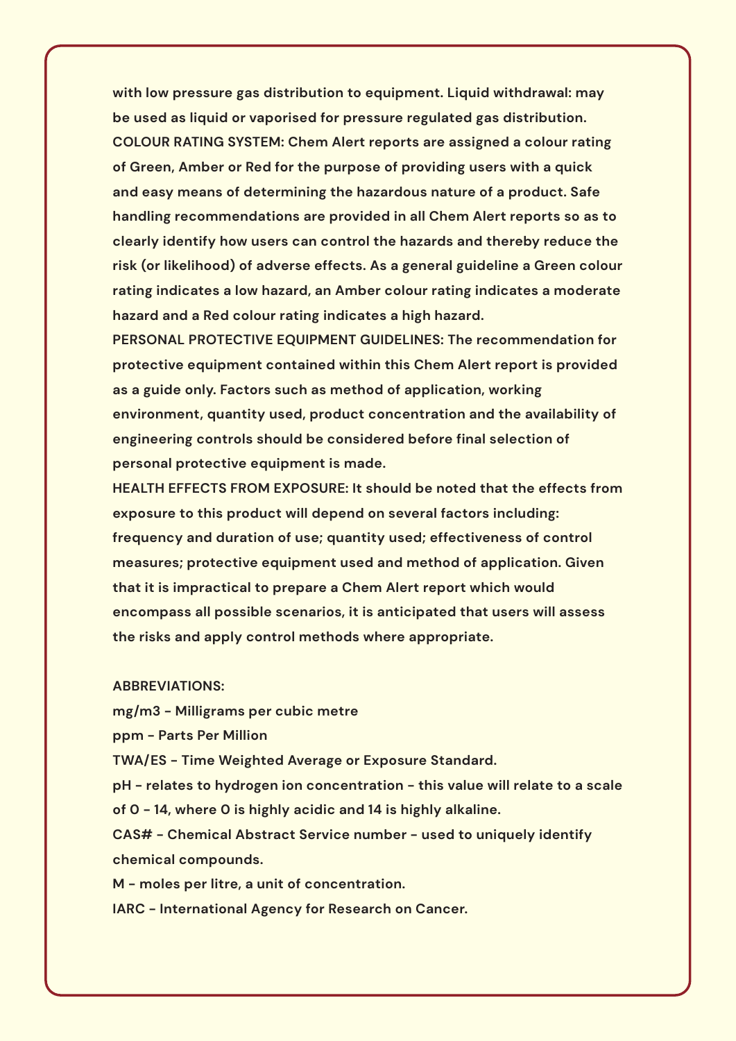**with low pressure gas distribution to equipment. Liquid withdrawal: may be used as liquid or vaporised for pressure regulated gas distribution.**

**COLOUR RATING SYSTEM: Chem Alert reports are assigned a colour rating of Green, Amber or Red for the purpose of providing users with a quick and easy means of determining the hazardous nature of a product. Safe handling recommendations are provided in all Chem Alert reports so as to clearly identify how users can control the hazards and thereby reduce the risk (or likelihood) of adverse effects. As a general guideline a Green colour rating indicates a low hazard, an Amber colour rating indicates a moderate hazard and a Red colour rating indicates a high hazard.**

**PERSONAL PROTECTIVE EQUIPMENT GUIDELINES: The recommendation for protective equipment contained within this Chem Alert report is provided as a guide only. Factors such as method of application, working environment, quantity used, product concentration and the availability of engineering controls should be considered before final selection of personal protective equipment is made.**

**HEALTH EFFECTS FROM EXPOSURE: It should be noted that the effects from exposure to this product will depend on several factors including: frequency and duration of use; quantity used; effectiveness of control measures; protective equipment used and method of application. Given that it is impractical to prepare a Chem Alert report which would encompass all possible scenarios, it is anticipated that users will assess the risks and apply control methods where appropriate.**

**ABBREVIATIONS:**

**mg/m3 - Milligrams per cubic metre**

**ppm - Parts Per Million**

**TWA/ES - Time Weighted Average or Exposure Standard.**

**pH - relates to hydrogen ion concentration - this value will relate to a scale of 0 - 14, where 0 is highly acidic and 14 is highly alkaline.**

**CAS# - Chemical Abstract Service number - used to uniquely identify chemical compounds.**

**M - moles per litre, a unit of concentration.**

**IARC - International Agency for Research on Cancer.**